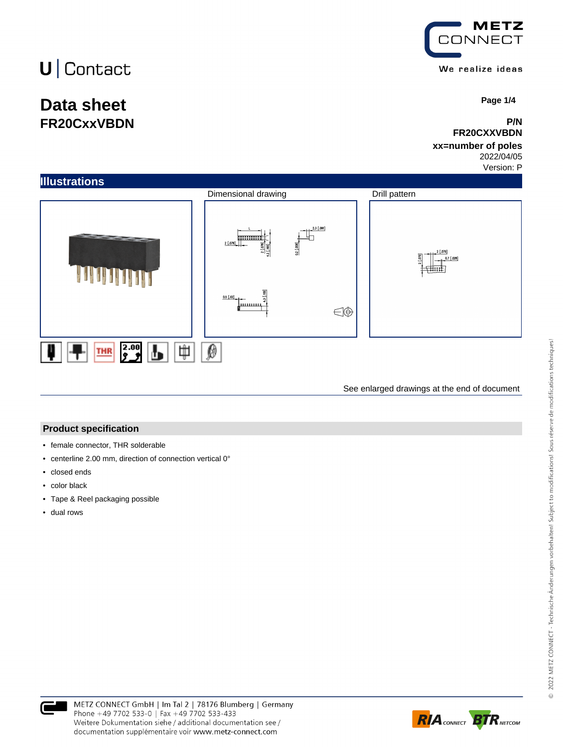U | Contact

# Data sheet
## FR20CxxVBDN

**P/N**
**FR20CXXVBDN**
**xx=number of poles**
2022/04/05
Version: P

## Illustrations

Dimensional drawing

Drill pattern

See enlarged drawings at the end of document

## Product specification

- female connector, THR solderable
- centerline 2.00 mm, direction of connection vertical 0°
- closed ends
- color black
- Tape & Reel packaging possible
- dual rows

METZ CONNECT GmbH | Im Tal 2 | 78176 Blumberg | Germany
Phone +49 7702 533-0 | Fax +49 7702 533-433
Weitere Dokumentation siehe / additional documentation see /
documentation supplémentaire voir www.metz-connect.com

© 2022 METZ CONNECT - Technische Änderungen vorbehalten! Subject to modifications! Sous réserve de modifications techniques!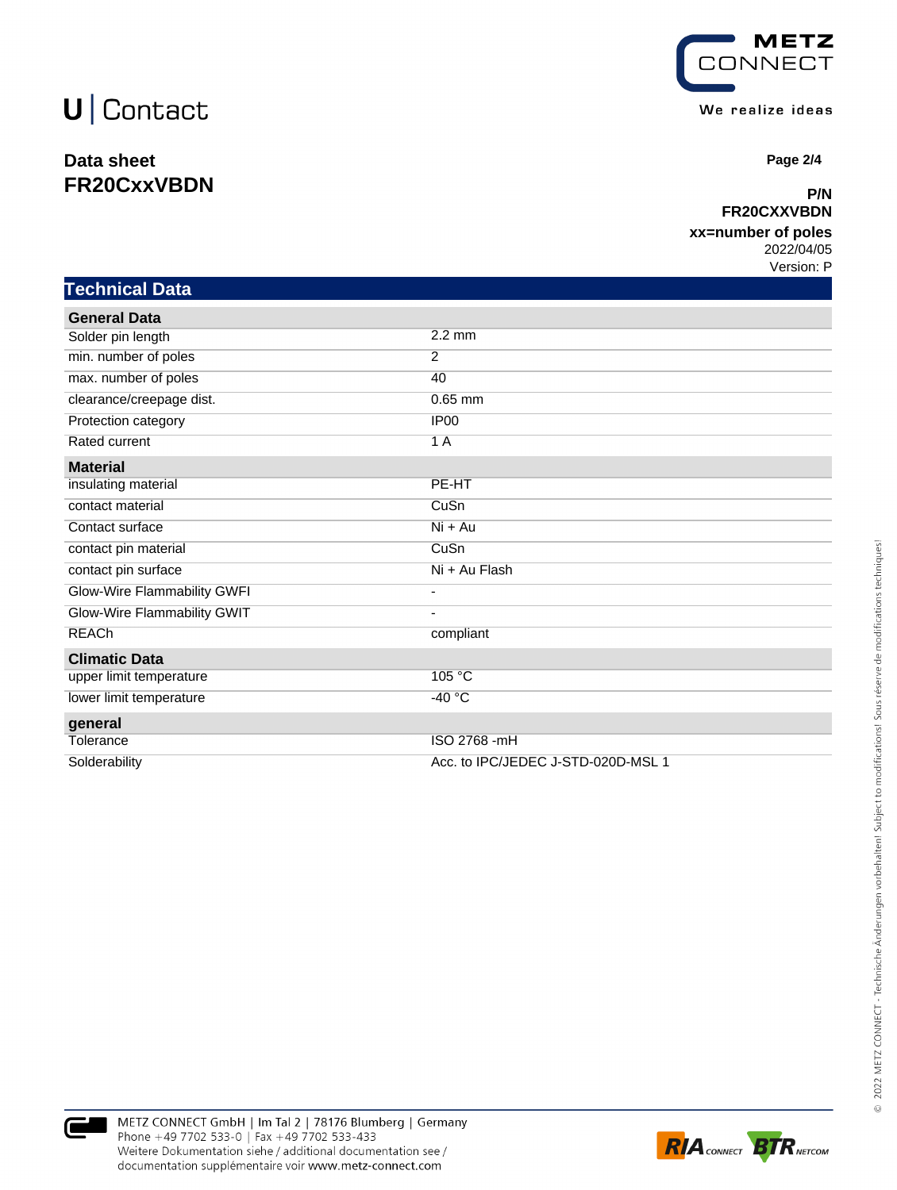U | Contact

**Data sheet**
**FR20CxxVBDN**

**P/N**
**FR20CXXVBDN**
**xx=number of poles**
2022/04/05
Version: P

## Technical Data

| **General Data** | |
|---|---|
| Solder pin length | 2.2 mm |
| min. number of poles | 2 |
| max. number of poles | 40 |
| clearance/creepage dist. | 0.65 mm |
| Protection category | IP00 |
| Rated current | 1 A |
| **Material** | |
| insulating material | PE-HT |
| contact material | CuSn |
| Contact surface | Ni + Au |
| contact pin material | CuSn |
| contact pin surface | Ni + Au Flash |
| Glow-Wire Flammability GWFI | - |
| Glow-Wire Flammability GWIT | - |
| REACh | compliant |
| **Climatic Data** | |
| upper limit temperature | 105 °C |
| lower limit temperature | -40 °C |
| **general** | |
| Tolerance | ISO 2768 -mH |
| Solderability | Acc. to IPC/JEDEC J-STD-020D-MSL 1 |

METZ CONNECT GmbH | Im Tal 2 | 78176 Blumberg | Germany
Phone +49 7702 533-0 | Fax +49 7702 533-433
Weitere Dokumentation siehe / additional documentation see /
documentation supplémentaire voir www.metz-connect.com

© 2022 METZ CONNECT - Technische Änderungen vorbehalten! Subject to modifications! Sous réserve de modifications techniques!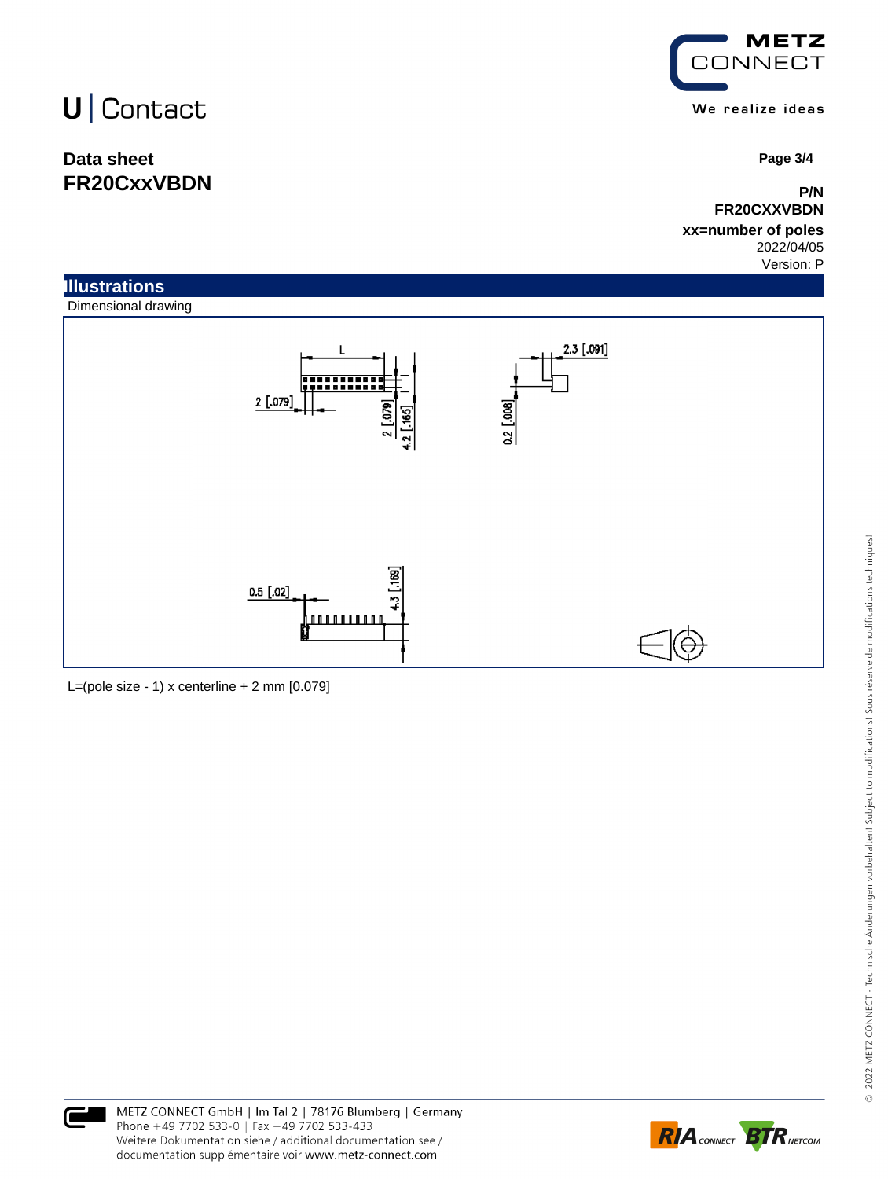U | Contact

**Data sheet**
**FR20CxxVBDN**

**P/N**
**FR20CXXVBDN**
**xx=number of poles**
2022/04/05
Version: P

## Illustrations

Dimensional drawing

L=(pole size - 1) x centerline + 2 mm [0.079]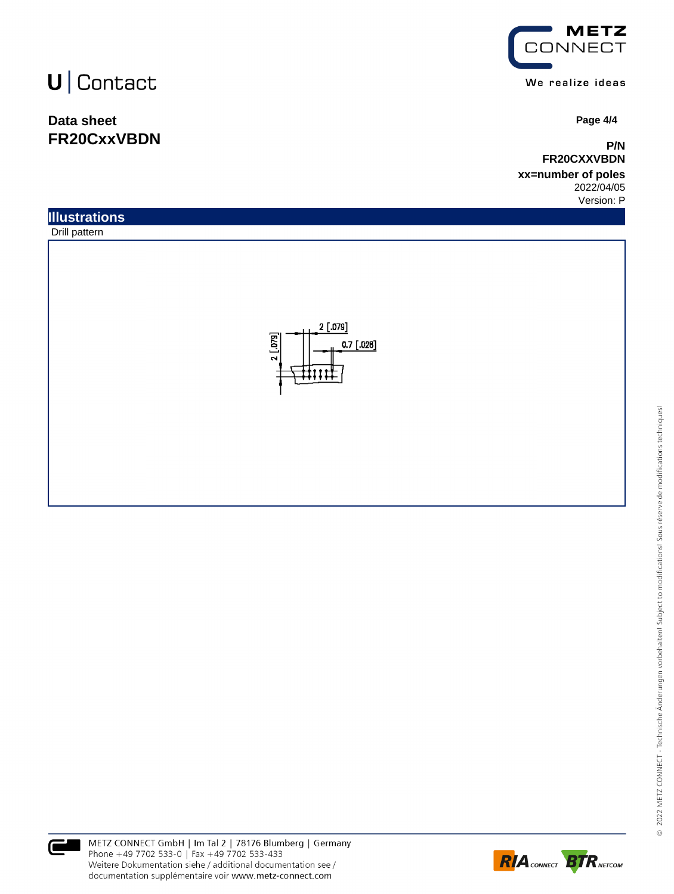**Data sheet**
**FR20CxxVBDN**

**P/N**
**FR20CXXVBDN**
**xx=number of poles**
2022/04/05
Version: P

## Illustrations

Drill pattern

2 [.079]

0,7 [.028]

2 [.079]